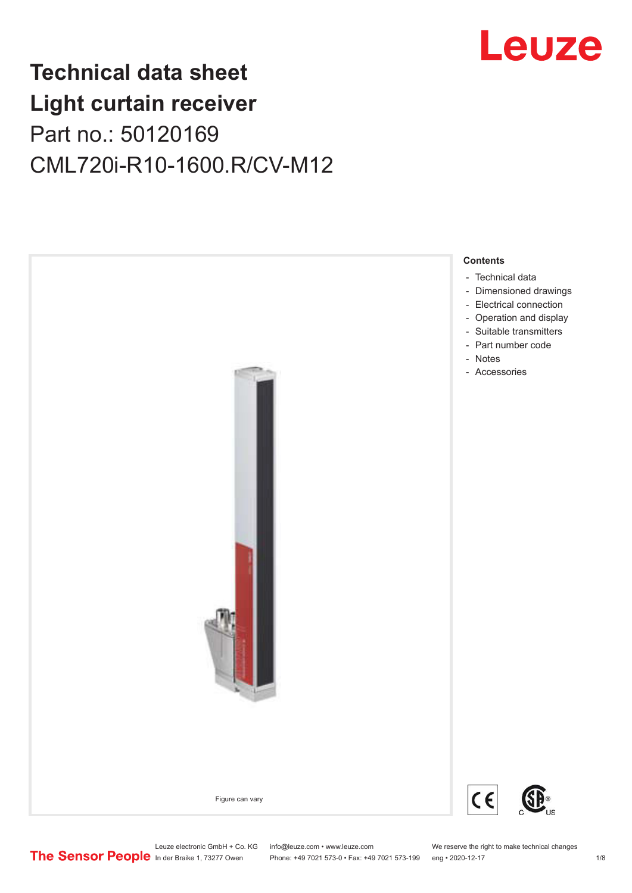# Technical data sheet
# Light curtain receiver

Part no.: 50120169

CML720i-R10-1600.R/CV-M12

Figure can vary

**Contents**

- Technical data
- Dimensioned drawings
- Electrical connection
- Operation and display
- Suitable transmitters
- Part number code
- Notes
- Accessories

Leuze electronic GmbH + Co. KG
In der Braike 1, 73277 Owen

info@leuze.com • www.leuze.com
Phone: +49 7021 573-0 • Fax: +49 7021 573-199

We reserve the right to make technical changes
eng • 2020-12-17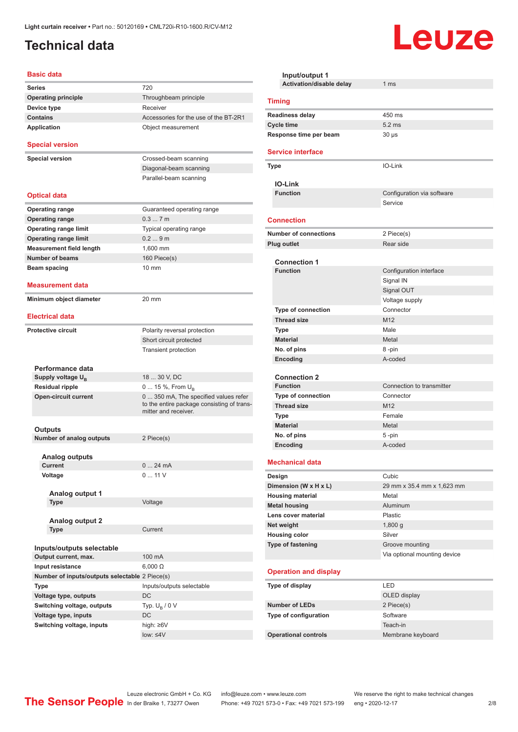Light curtain receiver • Part no.: 50120169 • CML720i-R10-1600.R/CV-M12

# Technical data

## Basic data

| | |
|---|---|
| Series | 720 |
| Operating principle | Throughbeam principle |
| Device type | Receiver |
| Contains | Accessories for the use of the BT-2R1 |
| Application | Object measurement |

## Special version

| | |
|---|---|
| Special version | Crossed-beam scanning |
| | Diagonal-beam scanning |
| | Parallel-beam scanning |

## Optical data

| | |
|---|---|
| Operating range | Guaranteed operating range |
| Operating range | 0.3 ... 7 m |
| Operating range limit | Typical operating range |
| Operating range limit | 0.2 ... 9 m |
| Measurement field length | 1,600 mm |
| Number of beams | 160 Piece(s) |
| Beam spacing | 10 mm |

## Measurement data

| | |
|---|---|
| Minimum object diameter | 20 mm |

## Electrical data

| | |
|---|---|
| Protective circuit | Polarity reversal protection |
| | Short circuit protected |
| | Transient protection |

### Performance data

| | |
|---|---|
| Supply voltage $U_B$ | 18 ... 30 V, DC |
| Residual ripple | 0 ... 15 %, From $U_B$ |
| Open-circuit current | 0 ... 350 mA, The specified values refer to the entire package consisting of transmitter and receiver. |

### Outputs

| | |
|---|---|
| Number of analog outputs | 2 Piece(s) |

#### Analog outputs

| | |
|---|---|
| Current | 0 ... 24 mA |
| Voltage | 0 ... 11 V |

##### Analog output 1

| | |
|---|---|
| Type | Voltage |

##### Analog output 2

| | |
|---|---|
| Type | Current |

### Inputs/outputs selectable

| | |
|---|---|
| Output current, max. | 100 mA |
| Input resistance | 6,000 Ω |
| Number of inputs/outputs selectable | 2 Piece(s) |
| Type | Inputs/outputs selectable |
| Voltage type, outputs | DC |
| Switching voltage, outputs | Typ. $U_B$ / 0 V |
| Voltage type, inputs | DC |
| Switching voltage, inputs | high: ≥6V |
| | low: ≤4V |

### Input/output 1

| | |
|---|---|
| Activation/disable delay | 1 ms |

## Timing

| | |
|---|---|
| Readiness delay | 450 ms |
| Cycle time | 5.2 ms |
| Response time per beam | 30 µs |

## Service interface

| | |
|---|---|
| Type | IO-Link |

### IO-Link

| | |
|---|---|
| Function | Configuration via software |
| | Service |

## Connection

| | |
|---|---|
| Number of connections | 2 Piece(s) |
| Plug outlet | Rear side |

### Connection 1

| | |
|---|---|
| Function | Configuration interface |
| | Signal IN |
| | Signal OUT |
| | Voltage supply |
| Type of connection | Connector |
| Thread size | M12 |
| Type | Male |
| Material | Metal |
| No. of pins | 8 -pin |
| Encoding | A-coded |

### Connection 2

| | |
|---|---|
| Function | Connection to transmitter |
| Type of connection | Connector |
| Thread size | M12 |
| Type | Female |
| Material | Metal |
| No. of pins | 5 -pin |
| Encoding | A-coded |

## Mechanical data

| | |
|---|---|
| Design | Cubic |
| Dimension (W x H x L) | 29 mm x 35.4 mm x 1,623 mm |
| Housing material | Metal |
| Metal housing | Aluminum |
| Lens cover material | Plastic |
| Net weight | 1,800 g |
| Housing color | Silver |
| Type of fastening | Groove mounting |
| | Via optional mounting device |

## Operation and display

| | |
|---|---|
| Type of display | LED |
| | OLED display |
| Number of LEDs | 2 Piece(s) |
| Type of configuration | Software |
| | Teach-in |
| Operational controls | Membrane keyboard |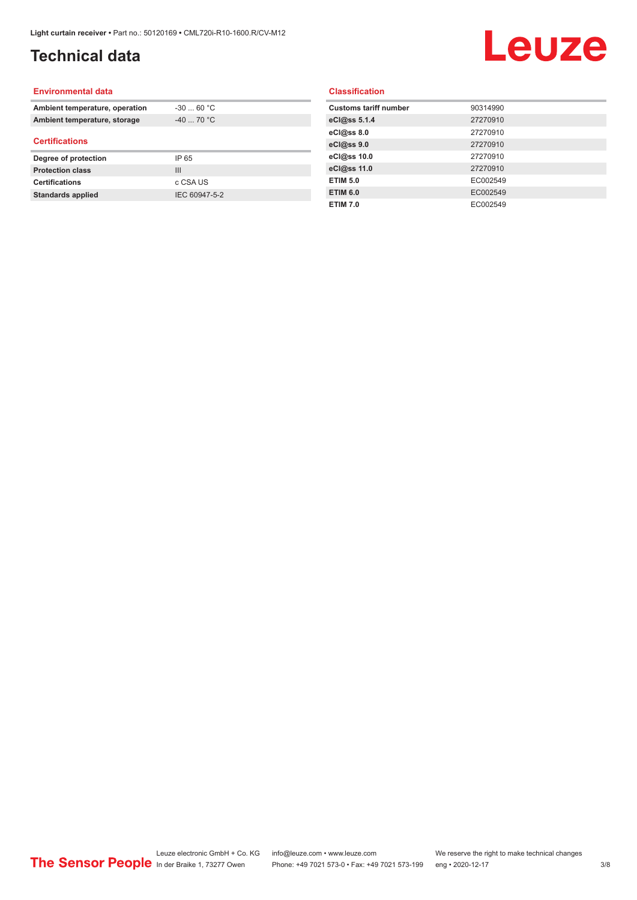# Technical data

## Environmental data

| | |
|---|---|
| **Ambient temperature, operation** | -30 ... 60 °C |
| **Ambient temperature, storage** | -40 ... 70 °C |

## Certifications

| | |
|---|---|
| **Degree of protection** | IP 65 |
| **Protection class** | III |
| **Certifications** | c CSA US |
| **Standards applied** | IEC 60947-5-2 |

## Classification

| | |
|---|---|
| **Customs tariff number** | 90314990 |
| **eCl@ss 5.1.4** | 27270910 |
| **eCl@ss 8.0** | 27270910 |
| **eCl@ss 9.0** | 27270910 |
| **eCl@ss 10.0** | 27270910 |
| **eCl@ss 11.0** | 27270910 |
| **ETIM 5.0** | EC002549 |
| **ETIM 6.0** | EC002549 |
| **ETIM 7.0** | EC002549 |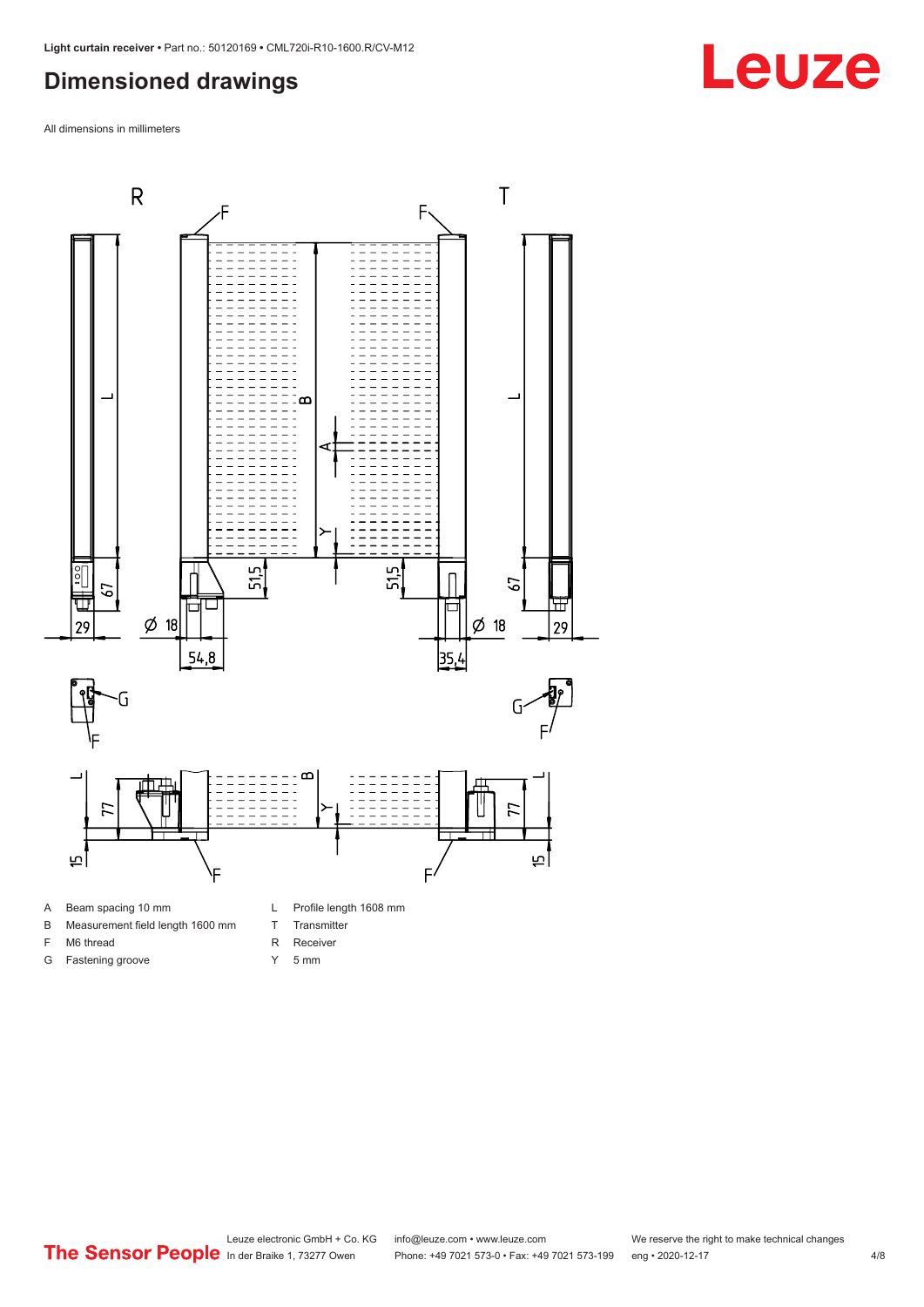## Dimensioned drawings

All dimensions in millimeters

A Beam spacing 10 mm

B Measurement field length 1600 mm

F M6 thread

G Fastening groove

L Profile length 1608 mm

T Transmitter

R Receiver

Y 5 mm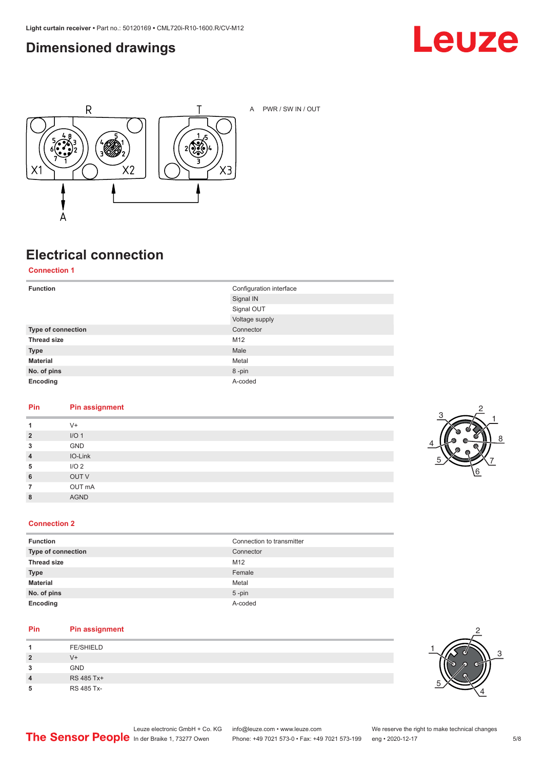## Dimensioned drawings

A PWR / SW IN / OUT

## Electrical connection

### Connection 1

| | |
|---|---|
| **Function** | Configuration interface |
| | Signal IN |
| | Signal OUT |
| | Voltage supply |
| **Type of connection** | Connector |
| **Thread size** | M12 |
| **Type** | Male |
| **Material** | Metal |
| **No. of pins** | 8 -pin |
| **Encoding** | A-coded |

| Pin | Pin assignment |
|---|---|
| **1** | V+ |
| **2** | I/O 1 |
| **3** | GND |
| **4** | IO-Link |
| **5** | I/O 2 |
| **6** | OUT V |
| **7** | OUT mA |
| **8** | AGND |

### Connection 2

| | |
|---|---|
| **Function** | Connection to transmitter |
| **Type of connection** | Connector |
| **Thread size** | M12 |
| **Type** | Female |
| **Material** | Metal |
| **No. of pins** | 5 -pin |
| **Encoding** | A-coded |

| Pin | Pin assignment |
|---|---|
| **1** | FE/SHIELD |
| **2** | V+ |
| **3** | GND |
| **4** | RS 485 Tx+ |
| **5** | RS 485 Tx- |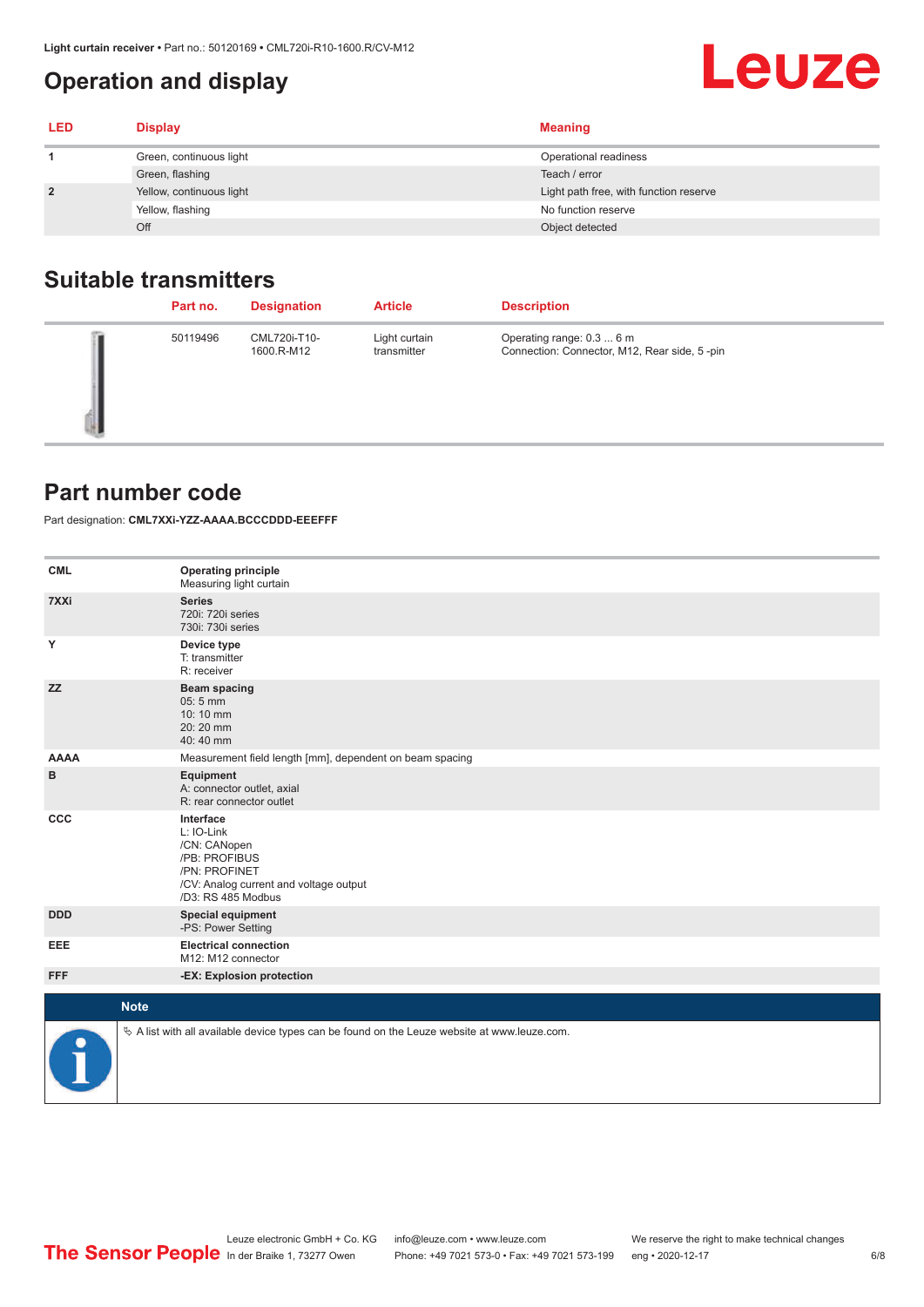## Operation and display

| LED | Display | Meaning |
|---|---|---|
| 1 | Green, continuous light | Operational readiness |
| | Green, flashing | Teach / error |
| 2 | Yellow, continuous light | Light path free, with function reserve |
| | Yellow, flashing | No function reserve |
| | Off | Object detected |

## Suitable transmitters

| | Part no. | Designation | Article | Description |
|---|---|---|---|---|
| | 50119496 | CML720i-T10-1600.R-M12 | Light curtain transmitter | Operating range: 0.3 ... 6 m<br>Connection: Connector, M12, Rear side, 5 -pin |

## Part number code

Part designation: **CML7XXi-YZZ-AAAA.BCCCDDD-EEEFFF**

| | |
|---|---|
| **CML** | **Operating principle**<br>Measuring light curtain |
| **7XXi** | **Series**<br>720i: 720i series<br>730i: 730i series |
| **Y** | **Device type**<br>T: transmitter<br>R: receiver |
| **ZZ** | **Beam spacing**<br>05: 5 mm<br>10: 10 mm<br>20: 20 mm<br>40: 40 mm |
| **AAAA** | Measurement field length [mm], dependent on beam spacing |
| **B** | **Equipment**<br>A: connector outlet, axial<br>R: rear connector outlet |
| **CCC** | **Interface**<br>L: IO-Link<br>/CN: CANopen<br>/PB: PROFIBUS<br>/PN: PROFINET<br>/CV: Analog current and voltage output<br>/D3: RS 485 Modbus |
| **DDD** | **Special equipment**<br>-PS: Power Setting |
| **EEE** | **Electrical connection**<br>M12: M12 connector |
| **FFF** | **-EX: Explosion protection** |

**Note**

↳ A list with all available device types can be found on the Leuze website at www.leuze.com.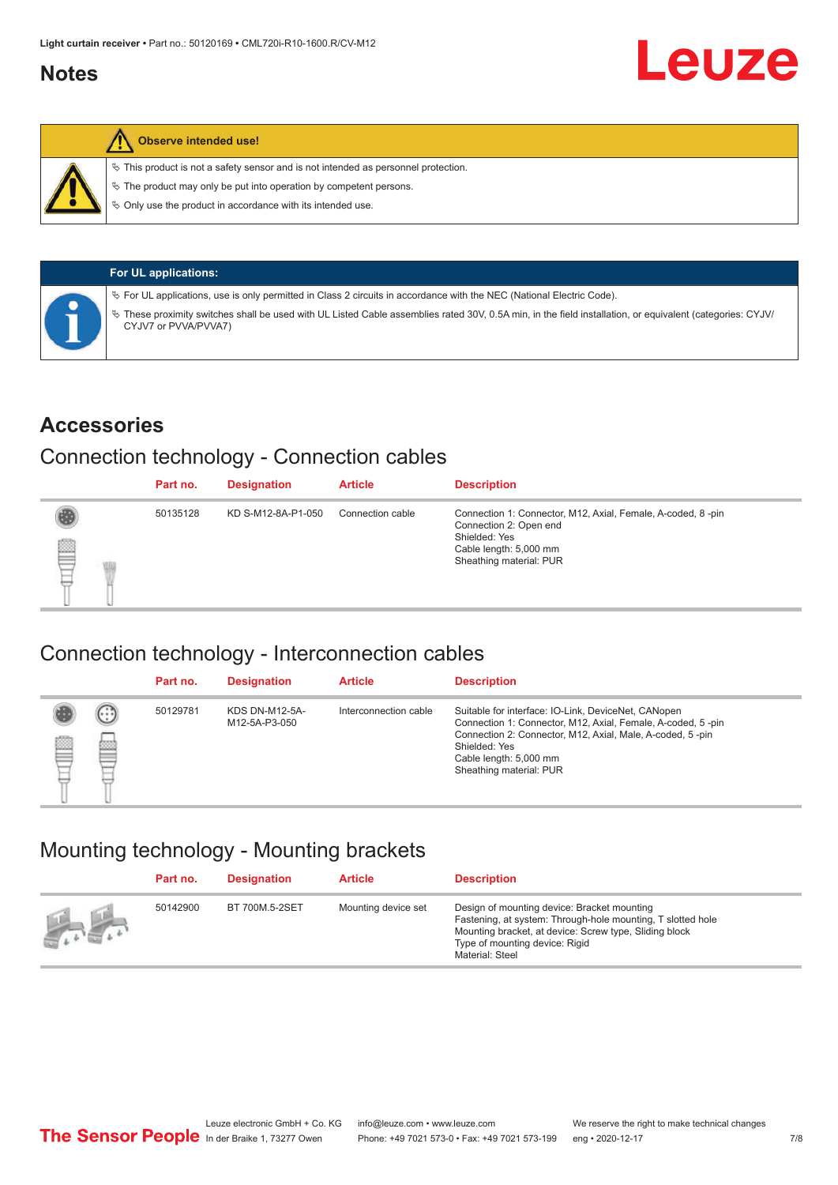## Notes

**Observe intended use!**

- This product is not a safety sensor and is not intended as personnel protection.
- The product may only be put into operation by competent persons.
- Only use the product in accordance with its intended use.

**For UL applications:**

- For UL applications, use is only permitted in Class 2 circuits in accordance with the NEC (National Electric Code).
- These proximity switches shall be used with UL Listed Cable assemblies rated 30V, 0.5A min, in the field installation, or equivalent (categories: CYJV/CYJV7 or PVVA/PVVA7)

# Accessories

## Connection technology - Connection cables

| Part no. | Designation | Article | Description |
|---|---|---|---|
| 50135128 | KD S-M12-8A-P1-050 | Connection cable | Connection 1: Connector, M12, Axial, Female, A-coded, 8 -pin<br>Connection 2: Open end<br>Shielded: Yes<br>Cable length: 5,000 mm<br>Sheathing material: PUR |

## Connection technology - Interconnection cables

| Part no. | Designation | Article | Description |
|---|---|---|---|
| 50129781 | KDS DN-M12-5A-M12-5A-P3-050 | Interconnection cable | Suitable for interface: IO-Link, DeviceNet, CANopen<br>Connection 1: Connector, M12, Axial, Female, A-coded, 5 -pin<br>Connection 2: Connector, M12, Axial, Male, A-coded, 5 -pin<br>Shielded: Yes<br>Cable length: 5,000 mm<br>Sheathing material: PUR |

## Mounting technology - Mounting brackets

| Part no. | Designation | Article | Description |
|---|---|---|---|
| 50142900 | BT 700M.5-2SET | Mounting device set | Design of mounting device: Bracket mounting<br>Fastening, at system: Through-hole mounting, T slotted hole<br>Mounting bracket, at device: Screw type, Sliding block<br>Type of mounting device: Rigid<br>Material: Steel |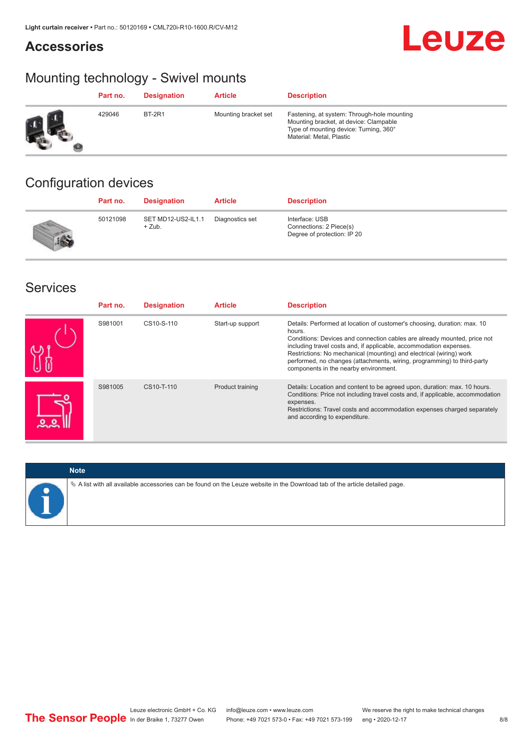# Accessories

## Mounting technology - Swivel mounts

| Part no. | Designation | Article | Description |
|---|---|---|---|
| 429046 | BT-2R1 | Mounting bracket set | Fastening, at system: Through-hole mounting<br>Mounting bracket, at device: Clampable<br>Type of mounting device: Turning, 360°<br>Material: Metal, Plastic |

## Configuration devices

| Part no. | Designation | Article | Description |
|---|---|---|---|
| 50121098 | SET MD12-US2-IL1.1 + Zub. | Diagnostics set | Interface: USB<br>Connections: 2 Piece(s)<br>Degree of protection: IP 20 |

## Services

| Part no. | Designation | Article | Description |
|---|---|---|---|
| S981001 | CS10-S-110 | Start-up support | Details: Performed at location of customer's choosing, duration: max. 10 hours.<br>Conditions: Devices and connection cables are already mounted, price not including travel costs and, if applicable, accommodation expenses.<br>Restrictions: No mechanical (mounting) and electrical (wiring) work performed, no changes (attachments, wiring, programming) to third-party components in the nearby environment. |
| S981005 | CS10-T-110 | Product training | Details: Location and content to be agreed upon, duration: max. 10 hours.<br>Conditions: Price not including travel costs and, if applicable, accommodation expenses.<br>Restrictions: Travel costs and accommodation expenses charged separately and according to expenditure. |

**Note**

↳ A list with all available accessories can be found on the Leuze website in the Download tab of the article detailed page.